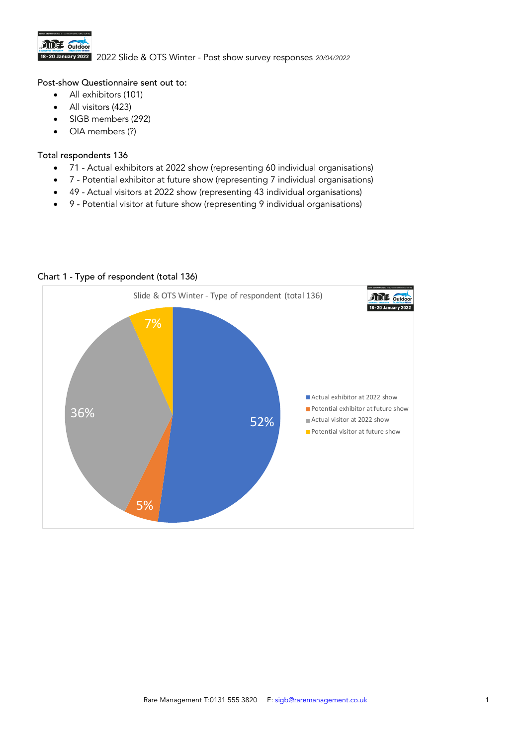2022 Slide & OTS Winter - Post show survey responses *20/04/2022*

Post-show Questionnaire sent out to:

- All exhibitors (101)
- All visitors (423)
- SIGB members (292)
- OIA members (?)

Total respondents 136

- 71 - Actual exhibitors at 2022 show (representing 60 individual organisations)
- 7 - Potential exhibitor at future show (representing 7 individual organisations)
- 49 - Actual visitors at 2022 show (representing 43 individual organisations)
- 9 - Potential visitor at future show (representing 9 individual organisations)

Chart 1 - Type of respondent (total 136)

Slide & OTS Winter - Type of respondent (total 136)

| Type of respondent | Share |
|---|---|
| Actual exhibitor at 2022 show | 52% |
| Potential exhibitor at future show | 5% |
| Actual visitor at 2022 show | 36% |
| Potential visitor at future show | 7% |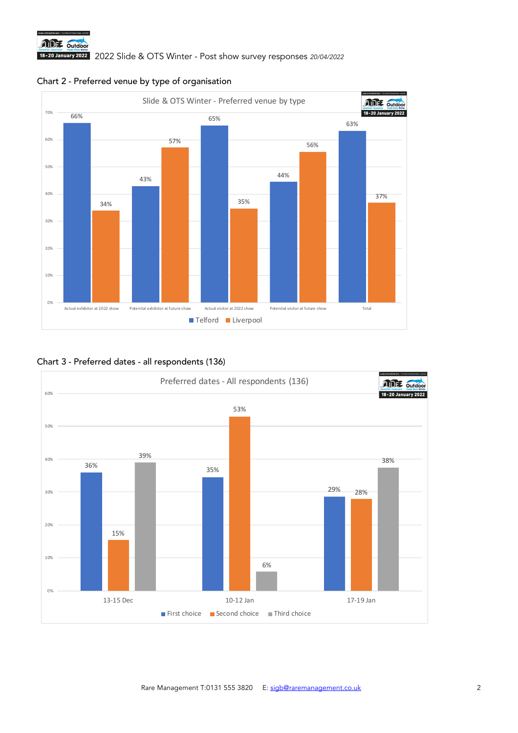2022 Slide & OTS Winter - Post show survey responses *20/04/2022*

## Chart 2 - Preferred venue by type of organisation

Slide & OTS Winter - Preferred venue by type

| | Telford | Liverpool |
|---|---|---|
| Actual exhibitor at 2022 show | 66% | 34% |
| Potential exhibitor at future show | 43% | 57% |
| Actual visitor at 2022 show | 65% | 35% |
| Potential visitor at future show | 44% | 56% |
| Total | 63% | 37% |

## Chart 3 - Preferred dates - all respondents (136)

Preferred dates - All respondents (136)

| | First choice | Second choice | Third choice |
|---|---|---|---|
| 13-15 Dec | 36% | 15% | 39% |
| 10-12 Jan | 35% | 53% | 6% |
| 17-19 Jan | 29% | 28% | 38% |

Rare Management T:0131 555 3820 E: sigb@raremanagement.co.uk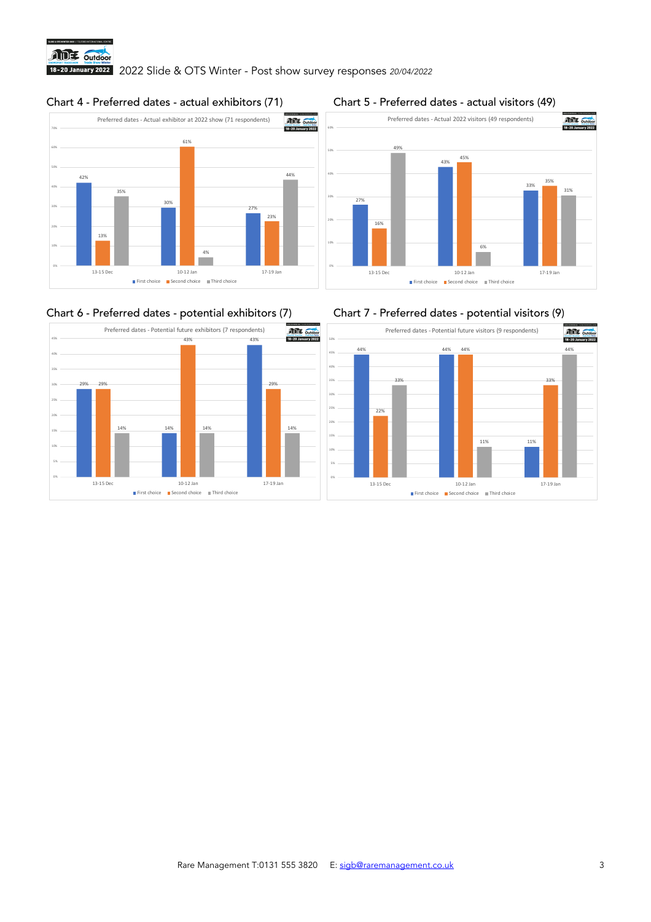2022 Slide & OTS Winter - Post show survey responses *20/04/2022*

## Chart 4 - Preferred dates - actual exhibitors (71)

Preferred dates - Actual exhibitor at 2022 show (71 respondents)

70%
60%
50%
40%
30%
20%
10%
0%

42% 13% 35%
30% 61% 4%
27% 23% 44%

13-15 Dec
10-12 Jan
17-19 Jan

First choice
Second choice
Third choice

## Chart 5 - Preferred dates - actual visitors (49)

Preferred dates - Actual 2022 visitors (49 respondents)

60%
50%
40%
30%
20%
10%
0%

27% 16% 49%
43% 45% 6%
33% 35% 31%

13-15 Dec
10-12 Jan
17-19 Jan

First choice
Second choice
Third choice

## Chart 6 - Preferred dates - potential exhibitors (7)

Preferred dates - Potential future exhibitors (7 respondents)

45%
40%
35%
30%
25%
20%
15%
10%
5%
0%

29% 29% 14%
14% 43% 14%
43% 29% 14%

13-15 Dec
10-12 Jan
17-19 Jan

First choice
Second choice
Third choice

## Chart 7 - Preferred dates - potential visitors (9)

Preferred dates - Potential future visitors (9 respondents)

50%
45%
40%
35%
30%
25%
20%
15%
10%
5%
0%

44% 22% 33%
44% 44% 11%
11% 33% 44%

13-15 Dec
10-12 Jan
17-19 Jan

First choice
Second choice
Third choice

Rare Management T:0131 555 3820 E: sigb@raremanagement.co.uk